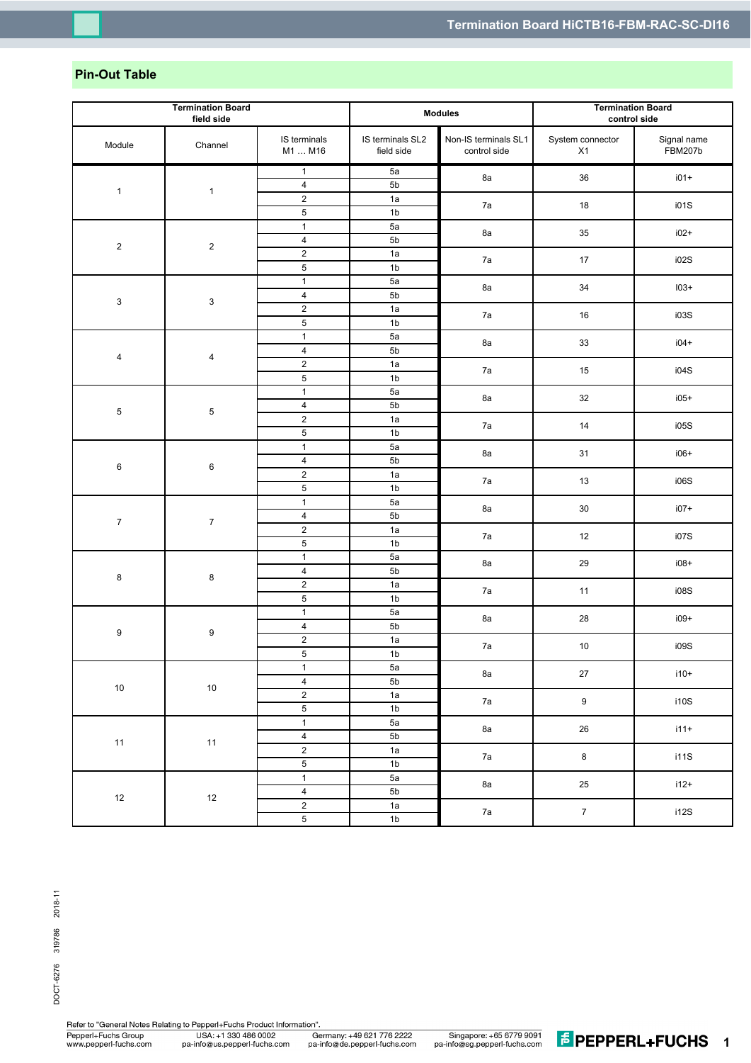## Pin-Out Table

| Termination Board field side | | | Modules | | Termination Board control side | |
|---|---|---|---|---|---|---|
| Module | Channel | IS terminals M1 … M16 | IS terminals SL2 field side | Non-IS terminals SL1 control side | System connector X1 | Signal name FBM207b |
| 1 | 1 | 1 | 5a | 8a | 36 | i01+ |
| | | 4 | 5b | | | |
| | | 2 | 1a | 7a | 18 | i01S |
| | | 5 | 1b | | | |
| 2 | 2 | 1 | 5a | 8a | 35 | i02+ |
| | | 4 | 5b | | | |
| | | 2 | 1a | 7a | 17 | i02S |
| | | 5 | 1b | | | |
| 3 | 3 | 1 | 5a | 8a | 34 | I03+ |
| | | 4 | 5b | | | |
| | | 2 | 1a | 7a | 16 | i03S |
| | | 5 | 1b | | | |
| 4 | 4 | 1 | 5a | 8a | 33 | i04+ |
| | | 4 | 5b | | | |
| | | 2 | 1a | 7a | 15 | i04S |
| | | 5 | 1b | | | |
| 5 | 5 | 1 | 5a | 8a | 32 | i05+ |
| | | 4 | 5b | | | |
| | | 2 | 1a | 7a | 14 | i05S |
| | | 5 | 1b | | | |
| 6 | 6 | 1 | 5a | 8a | 31 | i06+ |
| | | 4 | 5b | | | |
| | | 2 | 1a | 7a | 13 | i06S |
| | | 5 | 1b | | | |
| 7 | 7 | 1 | 5a | 8a | 30 | i07+ |
| | | 4 | 5b | | | |
| | | 2 | 1a | 7a | 12 | i07S |
| | | 5 | 1b | | | |
| 8 | 8 | 1 | 5a | 8a | 29 | i08+ |
| | | 4 | 5b | | | |
| | | 2 | 1a | 7a | 11 | i08S |
| | | 5 | 1b | | | |
| 9 | 9 | 1 | 5a | 8a | 28 | i09+ |
| | | 4 | 5b | | | |
| | | 2 | 1a | 7a | 10 | i09S |
| | | 5 | 1b | | | |
| 10 | 10 | 1 | 5a | 8a | 27 | i10+ |
| | | 4 | 5b | | | |
| | | 2 | 1a | 7a | 9 | i10S |
| | | 5 | 1b | | | |
| 11 | 11 | 1 | 5a | 8a | 26 | i11+ |
| | | 4 | 5b | | | |
| | | 2 | 1a | 7a | 8 | i11S |
| | | 5 | 1b | | | |
| 12 | 12 | 1 | 5a | 8a | 25 | i12+ |
| | | 4 | 5b | | | |
| | | 2 | 1a | 7a | 7 | i12S |
| | | 5 | 1b | | | |

Refer to "General Notes Relating to Pepperl+Fuchs Product Information".

Pepperl+Fuchs Group
www.pepperl-fuchs.com

USA: +1 330 486 0002
pa-info@us.pepperl-fuchs.com

Germany: +49 621 776 2222
pa-info@de.pepperl-fuchs.com

Singapore: +65 6779 9091
pa-info@sg.pepperl-fuchs.com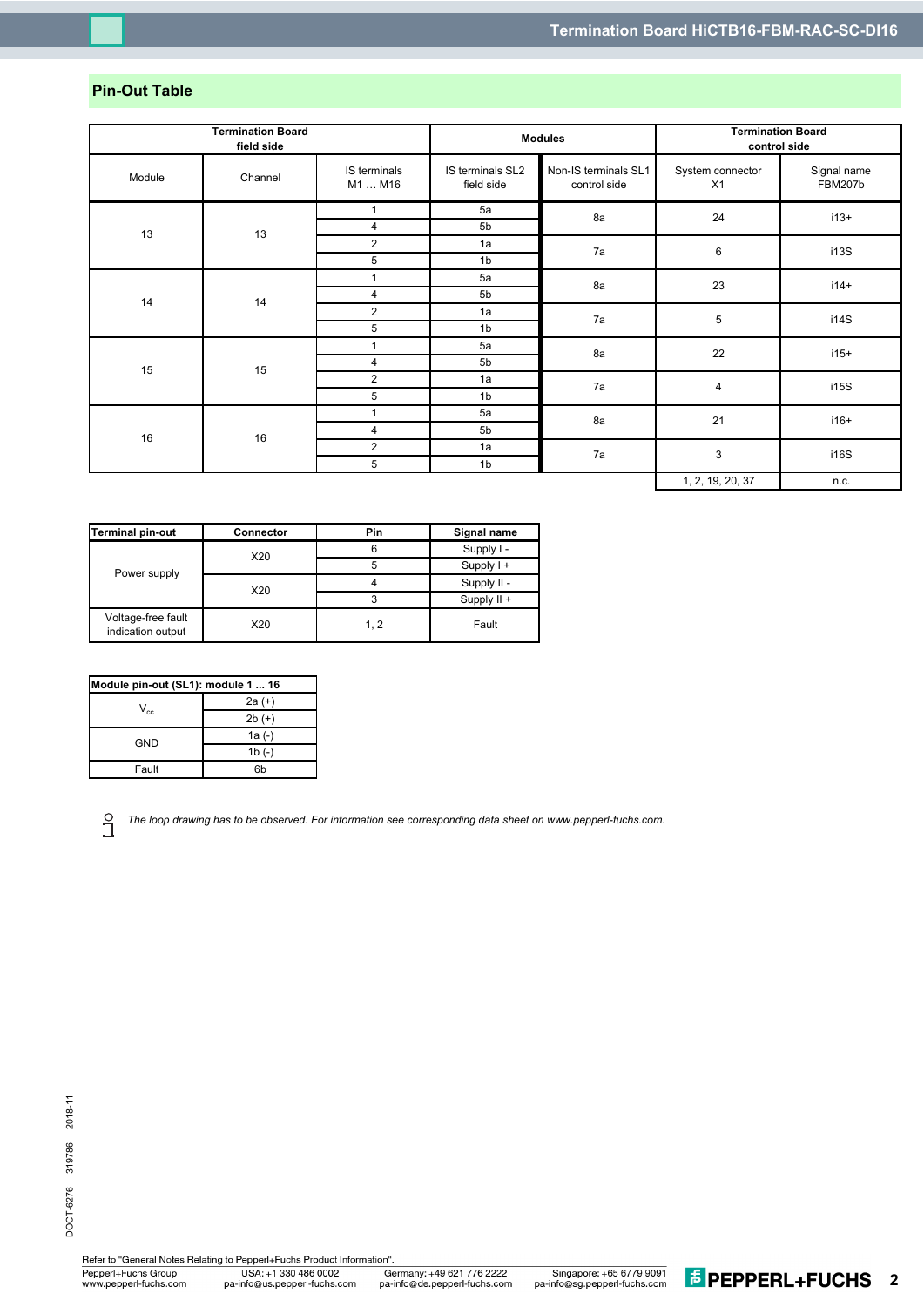## Pin-Out Table

| Termination Board field side | | | Modules | | Termination Board control side | |
|---|---|---|---|---|---|---|
| Module | Channel | IS terminals M1 … M16 | IS terminals SL2 field side | Non-IS terminals SL1 control side | System connector X1 | Signal name FBM207b |
| 13 | 13 | 1 | 5a | 8a | 24 | i13+ |
| | | 4 | 5b | | | |
| | | 2 | 1a | 7a | 6 | i13S |
| | | 5 | 1b | | | |
| 14 | 14 | 1 | 5a | 8a | 23 | i14+ |
| | | 4 | 5b | | | |
| | | 2 | 1a | 7a | 5 | i14S |
| | | 5 | 1b | | | |
| 15 | 15 | 1 | 5a | 8a | 22 | i15+ |
| | | 4 | 5b | | | |
| | | 2 | 1a | 7a | 4 | i15S |
| | | 5 | 1b | | | |
| 16 | 16 | 1 | 5a | 8a | 21 | i16+ |
| | | 4 | 5b | | | |
| | | 2 | 1a | 7a | 3 | i16S |
| | | 5 | 1b | | | |
| | | | | | 1, 2, 19, 20, 37 | n.c. |

| Terminal pin-out | Connector | Pin | Signal name |
|---|---|---|---|
| Power supply | X20 | 6 | Supply I - |
| | | 5 | Supply I + |
| | X20 | 4 | Supply II - |
| | | 3 | Supply II + |
| Voltage-free fault indication output | X20 | 1, 2 | Fault |

| Module pin-out (SL1): module 1 ... 16 | |
|---|---|
| $V_{cc}$ | 2a (+) |
| | 2b (+) |
| GND | 1a (-) |
| | 1b (-) |
| Fault | 6b |

*The loop drawing has to be observed. For information see corresponding data sheet on www.pepperl-fuchs.com.*